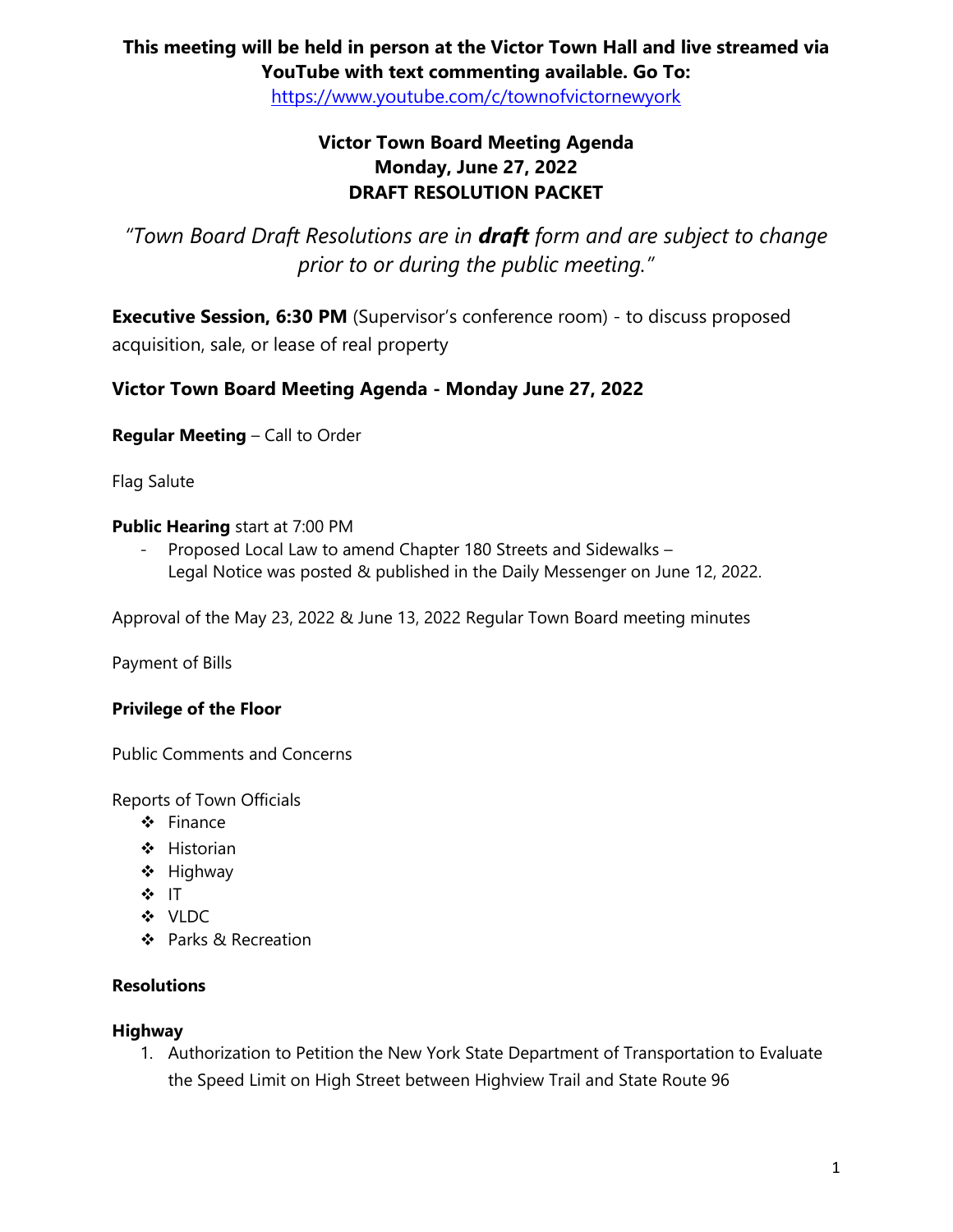**This meeting will be held in person at the Victor Town Hall and live streamed via YouTube with text commenting available. Go To:**
https://www.youtube.com/c/townofvictornewyork

# Victor Town Board Meeting Agenda
## Monday, June 27, 2022
## DRAFT RESOLUTION PACKET

*"Town Board Draft Resolutions are in **draft** form and are subject to change prior to or during the public meeting."*

**Executive Session, 6:30 PM** (Supervisor's conference room) - to discuss proposed acquisition, sale, or lease of real property

## Victor Town Board Meeting Agenda - Monday June 27, 2022

**Regular Meeting** – Call to Order

Flag Salute

**Public Hearing** start at 7:00 PM

- Proposed Local Law to amend Chapter 180 Streets and Sidewalks – Legal Notice was posted & published in the Daily Messenger on June 12, 2022.

Approval of the May 23, 2022 & June 13, 2022 Regular Town Board meeting minutes

Payment of Bills

**Privilege of the Floor**

Public Comments and Concerns

Reports of Town Officials

- Finance
- Historian
- Highway
- IT
- VLDC
- Parks & Recreation

**Resolutions**

**Highway**

1. Authorization to Petition the New York State Department of Transportation to Evaluate the Speed Limit on High Street between Highview Trail and State Route 96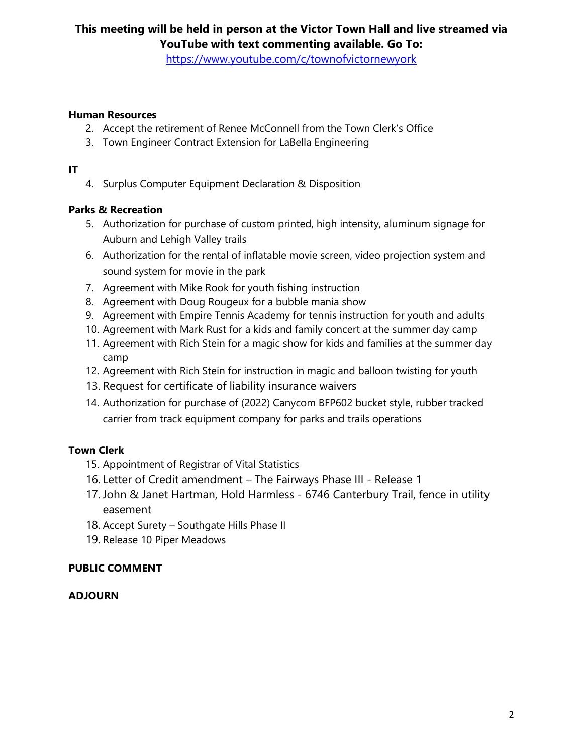**This meeting will be held in person at the Victor Town Hall and live streamed via YouTube with text commenting available. Go To:**
https://www.youtube.com/c/townofvictornewyork

**Human Resources**

2. Accept the retirement of Renee McConnell from the Town Clerk's Office
3. Town Engineer Contract Extension for LaBella Engineering

**IT**

4. Surplus Computer Equipment Declaration & Disposition

**Parks & Recreation**

5. Authorization for purchase of custom printed, high intensity, aluminum signage for Auburn and Lehigh Valley trails
6. Authorization for the rental of inflatable movie screen, video projection system and sound system for movie in the park
7. Agreement with Mike Rook for youth fishing instruction
8. Agreement with Doug Rougeux for a bubble mania show
9. Agreement with Empire Tennis Academy for tennis instruction for youth and adults
10. Agreement with Mark Rust for a kids and family concert at the summer day camp
11. Agreement with Rich Stein for a magic show for kids and families at the summer day camp
12. Agreement with Rich Stein for instruction in magic and balloon twisting for youth
13. Request for certificate of liability insurance waivers
14. Authorization for purchase of (2022) Canycom BFP602 bucket style, rubber tracked carrier from track equipment company for parks and trails operations

**Town Clerk**

15. Appointment of Registrar of Vital Statistics
16. Letter of Credit amendment – The Fairways Phase III - Release 1
17. John & Janet Hartman, Hold Harmless - 6746 Canterbury Trail, fence in utility easement
18. Accept Surety – Southgate Hills Phase II
19. Release 10 Piper Meadows

**PUBLIC COMMENT**

**ADJOURN**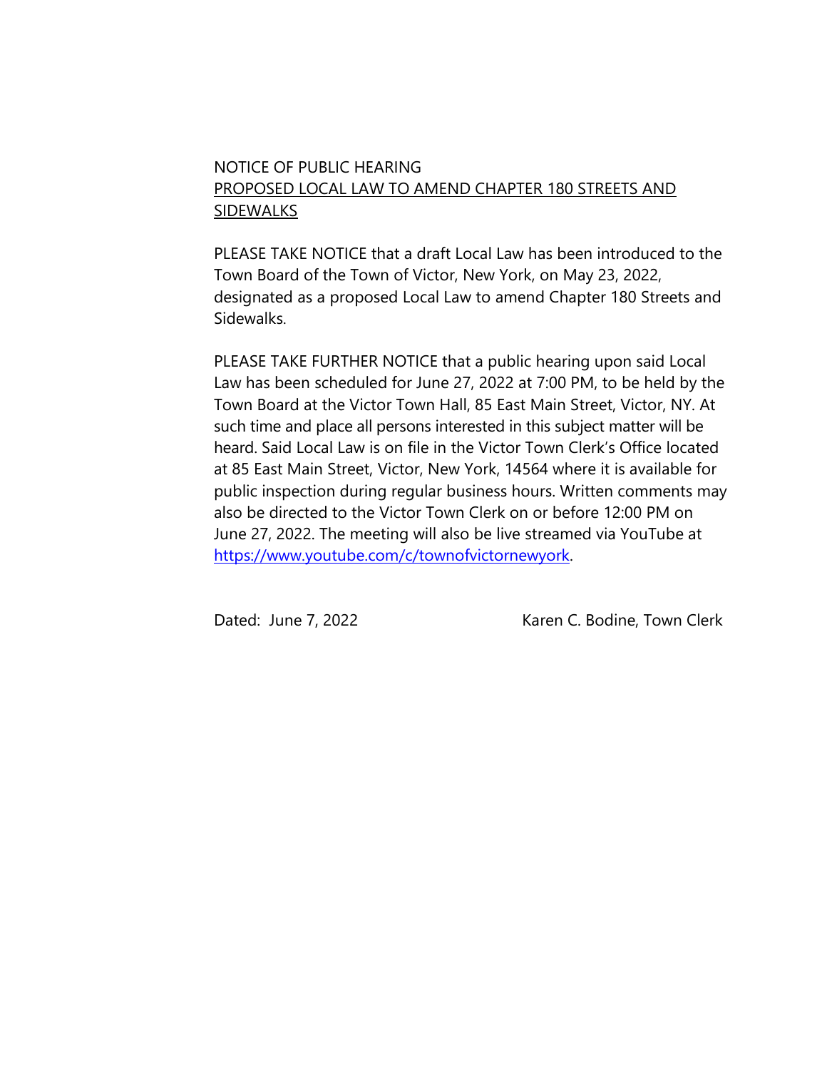NOTICE OF PUBLIC HEARING

PROPOSED LOCAL LAW TO AMEND CHAPTER 180 STREETS AND SIDEWALKS

PLEASE TAKE NOTICE that a draft Local Law has been introduced to the Town Board of the Town of Victor, New York, on May 23, 2022, designated as a proposed Local Law to amend Chapter 180 Streets and Sidewalks.

PLEASE TAKE FURTHER NOTICE that a public hearing upon said Local Law has been scheduled for June 27, 2022 at 7:00 PM, to be held by the Town Board at the Victor Town Hall, 85 East Main Street, Victor, NY. At such time and place all persons interested in this subject matter will be heard. Said Local Law is on file in the Victor Town Clerk's Office located at 85 East Main Street, Victor, New York, 14564 where it is available for public inspection during regular business hours. Written comments may also be directed to the Victor Town Clerk on or before 12:00 PM on June 27, 2022. The meeting will also be live streamed via YouTube at https://www.youtube.com/c/townofvictornewyork.

Dated: June 7, 2022

Karen C. Bodine, Town Clerk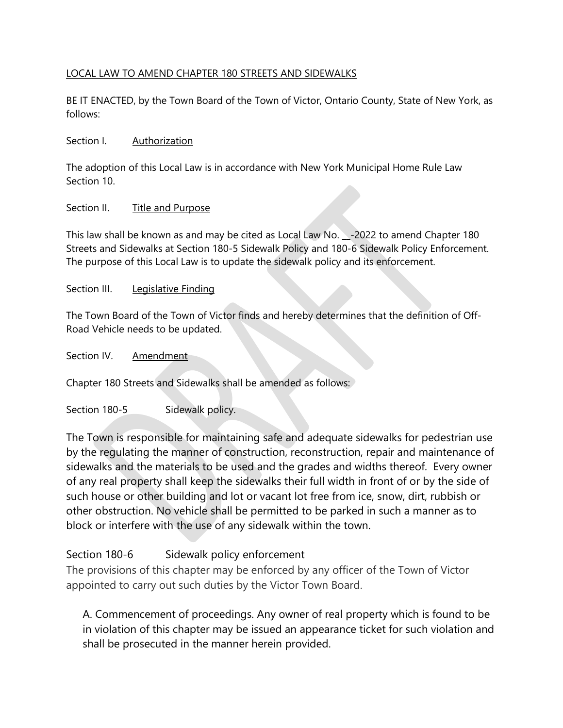LOCAL LAW TO AMEND CHAPTER 180 STREETS AND SIDEWALKS

BE IT ENACTED, by the Town Board of the Town of Victor, Ontario County, State of New York, as follows:

Section I. Authorization

The adoption of this Local Law is in accordance with New York Municipal Home Rule Law Section 10.

Section II. Title and Purpose

This law shall be known as and may be cited as Local Law No. __-2022 to amend Chapter 180 Streets and Sidewalks at Section 180-5 Sidewalk Policy and 180-6 Sidewalk Policy Enforcement. The purpose of this Local Law is to update the sidewalk policy and its enforcement.

Section III. Legislative Finding

The Town Board of the Town of Victor finds and hereby determines that the definition of Off-Road Vehicle needs to be updated.

Section IV. Amendment

Chapter 180 Streets and Sidewalks shall be amended as follows:

Section 180-5 Sidewalk policy.

The Town is responsible for maintaining safe and adequate sidewalks for pedestrian use by the regulating the manner of construction, reconstruction, repair and maintenance of sidewalks and the materials to be used and the grades and widths thereof. Every owner of any real property shall keep the sidewalks their full width in front of or by the side of such house or other building and lot or vacant lot free from ice, snow, dirt, rubbish or other obstruction. No vehicle shall be permitted to be parked in such a manner as to block or interfere with the use of any sidewalk within the town.

Section 180-6 Sidewalk policy enforcement

The provisions of this chapter may be enforced by any officer of the Town of Victor appointed to carry out such duties by the Victor Town Board.

A. Commencement of proceedings. Any owner of real property which is found to be in violation of this chapter may be issued an appearance ticket for such violation and shall be prosecuted in the manner herein provided.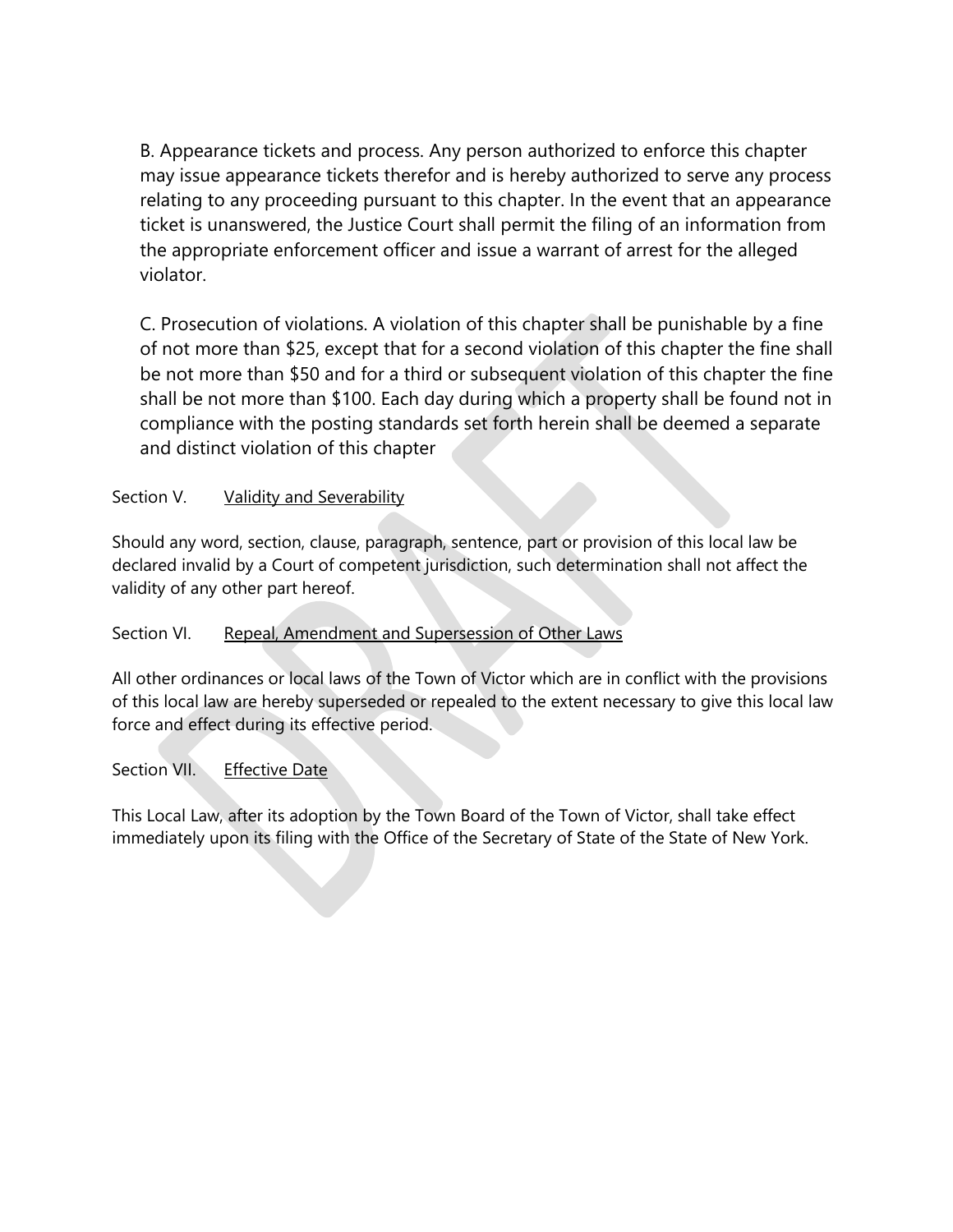B. Appearance tickets and process. Any person authorized to enforce this chapter may issue appearance tickets therefor and is hereby authorized to serve any process relating to any proceeding pursuant to this chapter. In the event that an appearance ticket is unanswered, the Justice Court shall permit the filing of an information from the appropriate enforcement officer and issue a warrant of arrest for the alleged violator.

C. Prosecution of violations. A violation of this chapter shall be punishable by a fine of not more than $25, except that for a second violation of this chapter the fine shall be not more than $50 and for a third or subsequent violation of this chapter the fine shall be not more than $100. Each day during which a property shall be found not in compliance with the posting standards set forth herein shall be deemed a separate and distinct violation of this chapter

Section V. Validity and Severability

Should any word, section, clause, paragraph, sentence, part or provision of this local law be declared invalid by a Court of competent jurisdiction, such determination shall not affect the validity of any other part hereof.

Section VI. Repeal, Amendment and Supersession of Other Laws

All other ordinances or local laws of the Town of Victor which are in conflict with the provisions of this local law are hereby superseded or repealed to the extent necessary to give this local law force and effect during its effective period.

Section VII. Effective Date

This Local Law, after its adoption by the Town Board of the Town of Victor, shall take effect immediately upon its filing with the Office of the Secretary of State of the State of New York.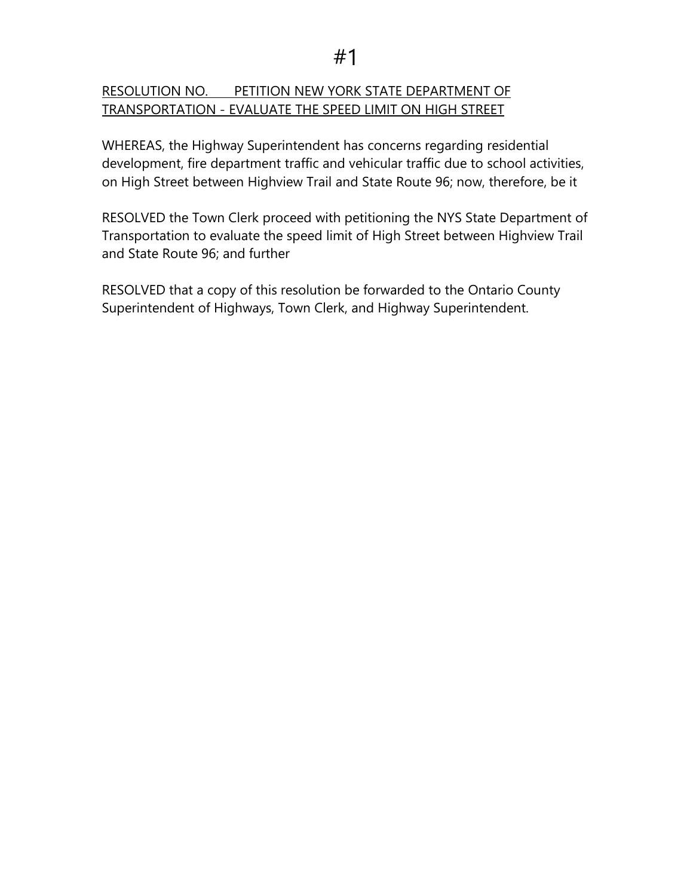# #1

RESOLUTION NO. PETITION NEW YORK STATE DEPARTMENT OF TRANSPORTATION - EVALUATE THE SPEED LIMIT ON HIGH STREET

WHEREAS, the Highway Superintendent has concerns regarding residential development, fire department traffic and vehicular traffic due to school activities, on High Street between Highview Trail and State Route 96; now, therefore, be it

RESOLVED the Town Clerk proceed with petitioning the NYS State Department of Transportation to evaluate the speed limit of High Street between Highview Trail and State Route 96; and further

RESOLVED that a copy of this resolution be forwarded to the Ontario County Superintendent of Highways, Town Clerk, and Highway Superintendent.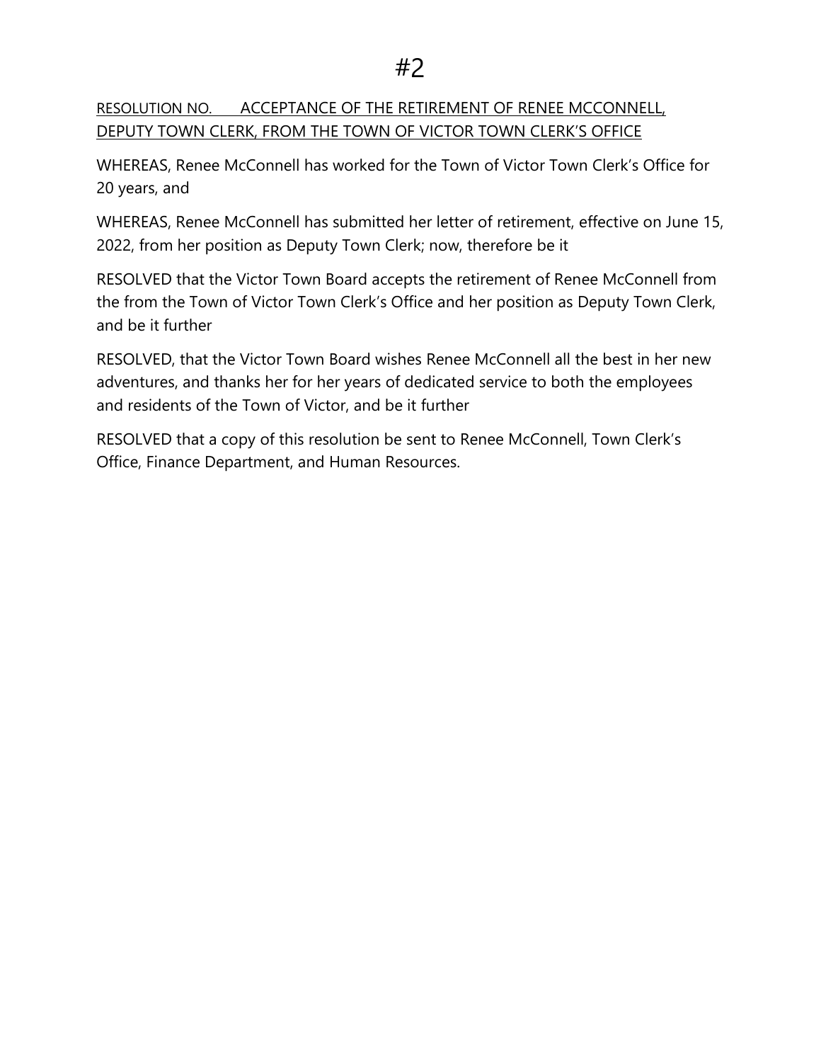# #2

RESOLUTION NO. ACCEPTANCE OF THE RETIREMENT OF RENEE MCCONNELL, DEPUTY TOWN CLERK, FROM THE TOWN OF VICTOR TOWN CLERK'S OFFICE

WHEREAS, Renee McConnell has worked for the Town of Victor Town Clerk's Office for 20 years, and

WHEREAS, Renee McConnell has submitted her letter of retirement, effective on June 15, 2022, from her position as Deputy Town Clerk; now, therefore be it

RESOLVED that the Victor Town Board accepts the retirement of Renee McConnell from the from the Town of Victor Town Clerk's Office and her position as Deputy Town Clerk, and be it further

RESOLVED, that the Victor Town Board wishes Renee McConnell all the best in her new adventures, and thanks her for her years of dedicated service to both the employees and residents of the Town of Victor, and be it further

RESOLVED that a copy of this resolution be sent to Renee McConnell, Town Clerk's Office, Finance Department, and Human Resources.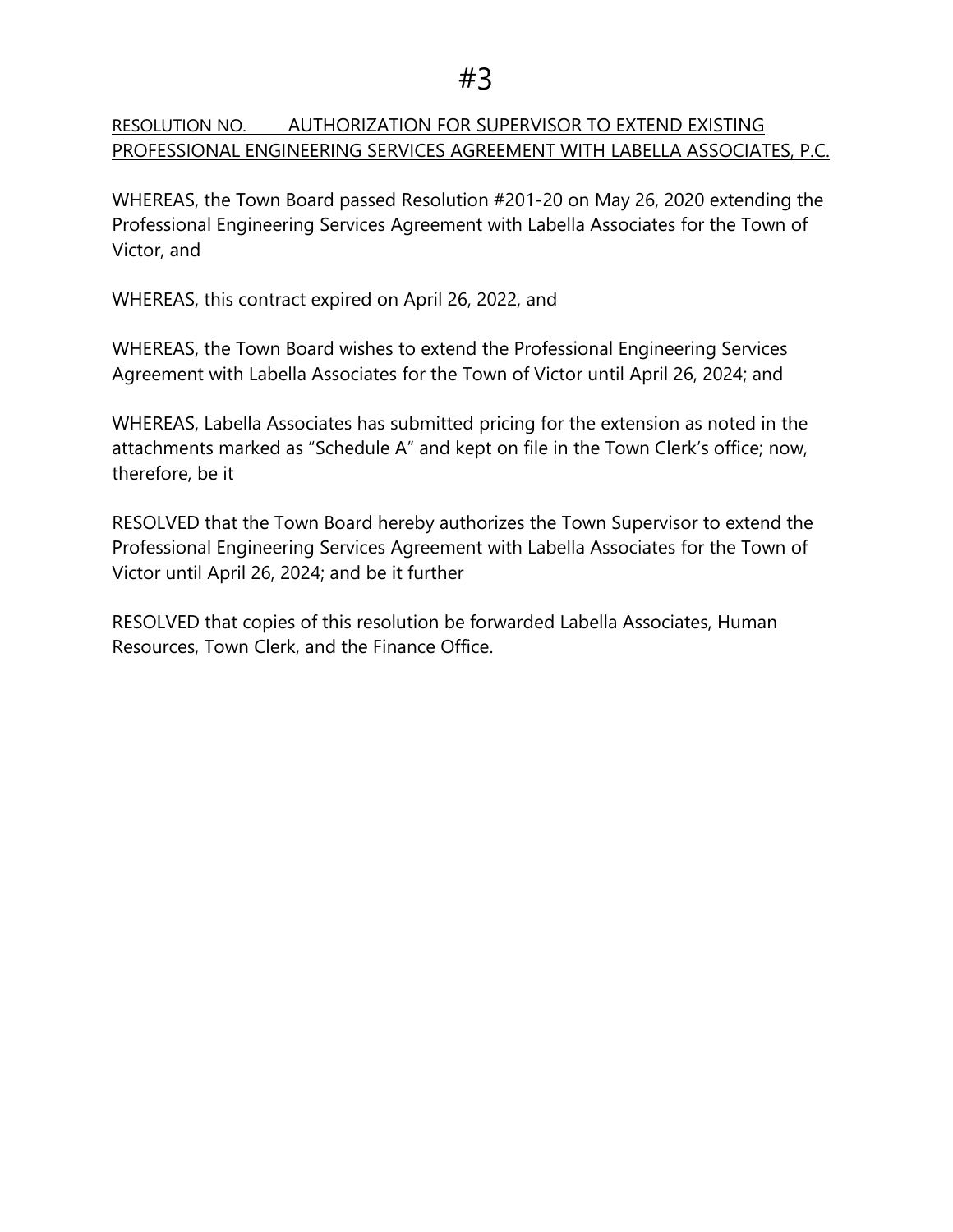# #3

RESOLUTION NO. AUTHORIZATION FOR SUPERVISOR TO EXTEND EXISTING PROFESSIONAL ENGINEERING SERVICES AGREEMENT WITH LABELLA ASSOCIATES, P.C.

WHEREAS, the Town Board passed Resolution #201-20 on May 26, 2020 extending the Professional Engineering Services Agreement with Labella Associates for the Town of Victor, and

WHEREAS, this contract expired on April 26, 2022, and

WHEREAS, the Town Board wishes to extend the Professional Engineering Services Agreement with Labella Associates for the Town of Victor until April 26, 2024; and

WHEREAS, Labella Associates has submitted pricing for the extension as noted in the attachments marked as "Schedule A" and kept on file in the Town Clerk's office; now, therefore, be it

RESOLVED that the Town Board hereby authorizes the Town Supervisor to extend the Professional Engineering Services Agreement with Labella Associates for the Town of Victor until April 26, 2024; and be it further

RESOLVED that copies of this resolution be forwarded Labella Associates, Human Resources, Town Clerk, and the Finance Office.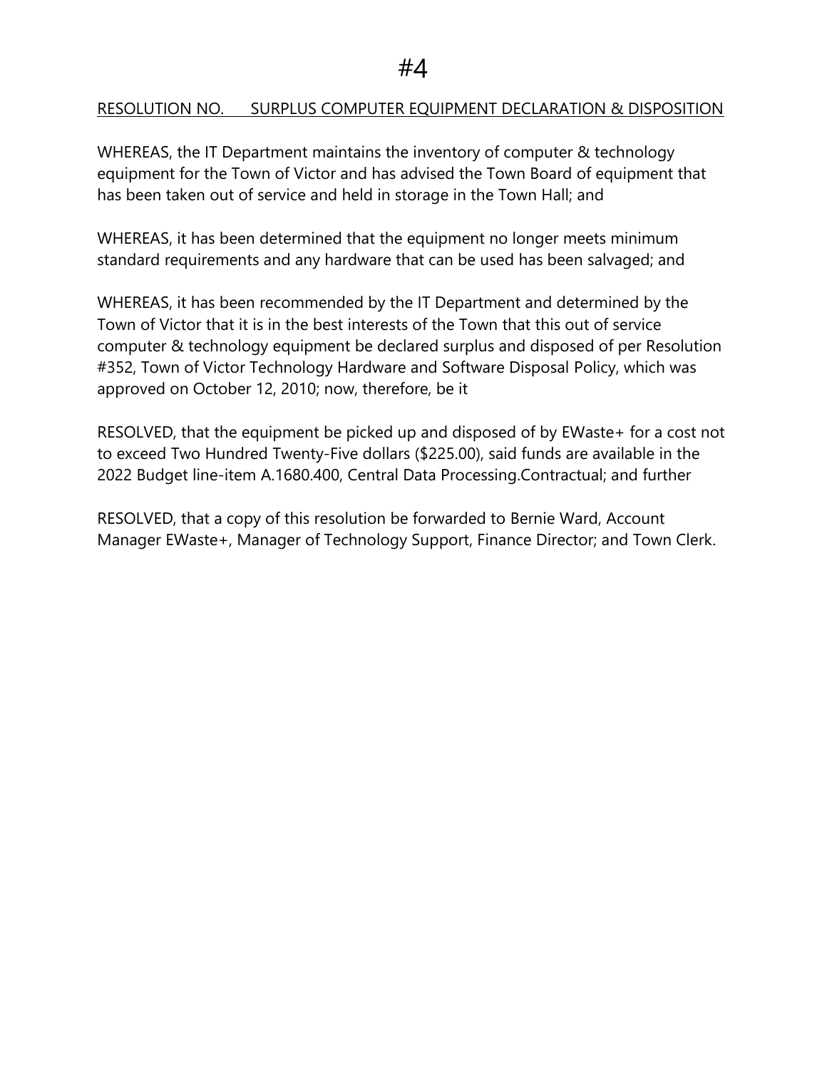# #4

RESOLUTION NO. SURPLUS COMPUTER EQUIPMENT DECLARATION & DISPOSITION

WHEREAS, the IT Department maintains the inventory of computer & technology equipment for the Town of Victor and has advised the Town Board of equipment that has been taken out of service and held in storage in the Town Hall; and

WHEREAS, it has been determined that the equipment no longer meets minimum standard requirements and any hardware that can be used has been salvaged; and

WHEREAS, it has been recommended by the IT Department and determined by the Town of Victor that it is in the best interests of the Town that this out of service computer & technology equipment be declared surplus and disposed of per Resolution #352, Town of Victor Technology Hardware and Software Disposal Policy, which was approved on October 12, 2010; now, therefore, be it

RESOLVED, that the equipment be picked up and disposed of by EWaste+ for a cost not to exceed Two Hundred Twenty-Five dollars ($225.00), said funds are available in the 2022 Budget line-item A.1680.400, Central Data Processing.Contractual; and further

RESOLVED, that a copy of this resolution be forwarded to Bernie Ward, Account Manager EWaste+, Manager of Technology Support, Finance Director; and Town Clerk.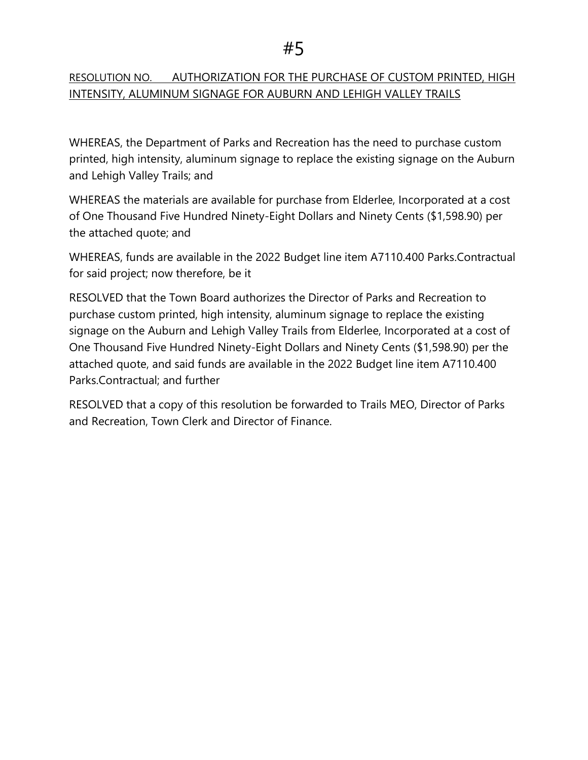# #5

<u>RESOLUTION NO. AUTHORIZATION FOR THE PURCHASE OF CUSTOM PRINTED, HIGH INTENSITY, ALUMINUM SIGNAGE FOR AUBURN AND LEHIGH VALLEY TRAILS</u>

WHEREAS, the Department of Parks and Recreation has the need to purchase custom printed, high intensity, aluminum signage to replace the existing signage on the Auburn and Lehigh Valley Trails; and

WHEREAS the materials are available for purchase from Elderlee, Incorporated at a cost of One Thousand Five Hundred Ninety-Eight Dollars and Ninety Cents ($1,598.90) per the attached quote; and

WHEREAS, funds are available in the 2022 Budget line item A7110.400 Parks.Contractual for said project; now therefore, be it

RESOLVED that the Town Board authorizes the Director of Parks and Recreation to purchase custom printed, high intensity, aluminum signage to replace the existing signage on the Auburn and Lehigh Valley Trails from Elderlee, Incorporated at a cost of One Thousand Five Hundred Ninety-Eight Dollars and Ninety Cents ($1,598.90) per the attached quote, and said funds are available in the 2022 Budget line item A7110.400 Parks.Contractual; and further

RESOLVED that a copy of this resolution be forwarded to Trails MEO, Director of Parks and Recreation, Town Clerk and Director of Finance.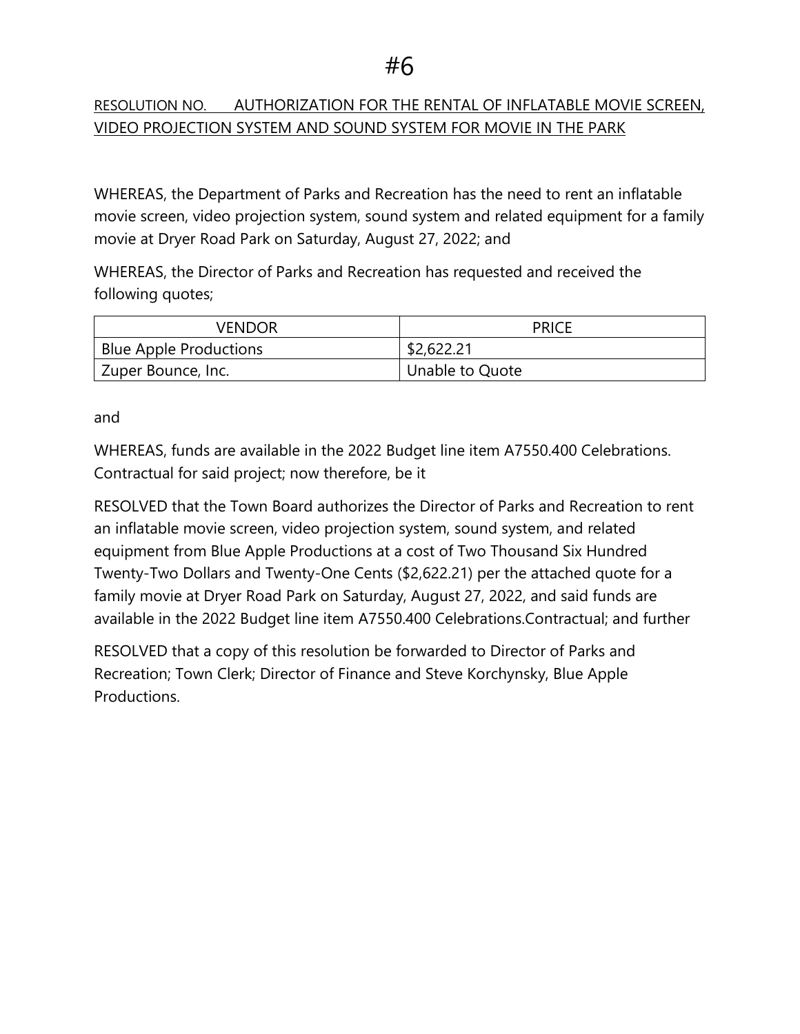# #6

RESOLUTION NO. AUTHORIZATION FOR THE RENTAL OF INFLATABLE MOVIE SCREEN, VIDEO PROJECTION SYSTEM AND SOUND SYSTEM FOR MOVIE IN THE PARK

WHEREAS, the Department of Parks and Recreation has the need to rent an inflatable movie screen, video projection system, sound system and related equipment for a family movie at Dryer Road Park on Saturday, August 27, 2022; and

WHEREAS, the Director of Parks and Recreation has requested and received the following quotes;

| VENDOR | PRICE |
| --- | --- |
| Blue Apple Productions | $2,622.21 |
| Zuper Bounce, Inc. | Unable to Quote |

and

WHEREAS, funds are available in the 2022 Budget line item A7550.400 Celebrations. Contractual for said project; now therefore, be it

RESOLVED that the Town Board authorizes the Director of Parks and Recreation to rent an inflatable movie screen, video projection system, sound system, and related equipment from Blue Apple Productions at a cost of Two Thousand Six Hundred Twenty-Two Dollars and Twenty-One Cents ($2,622.21) per the attached quote for a family movie at Dryer Road Park on Saturday, August 27, 2022, and said funds are available in the 2022 Budget line item A7550.400 Celebrations.Contractual; and further

RESOLVED that a copy of this resolution be forwarded to Director of Parks and Recreation; Town Clerk; Director of Finance and Steve Korchynsky, Blue Apple Productions.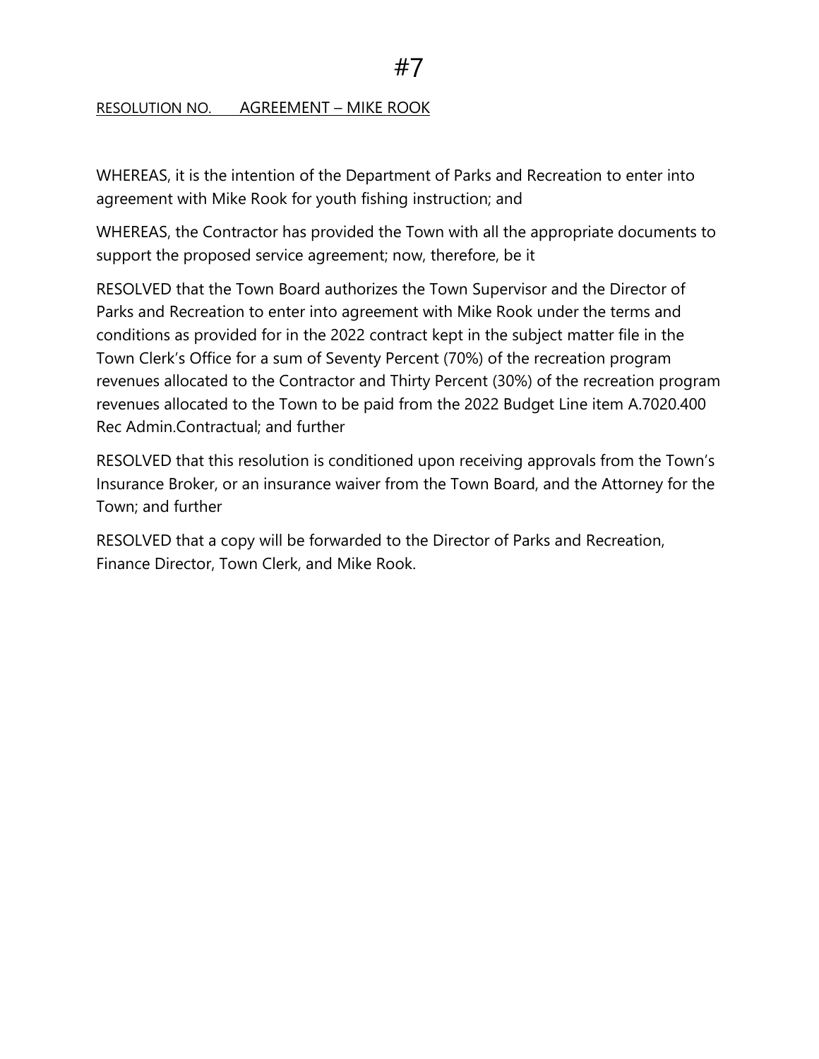# #7

<u>RESOLUTION NO. AGREEMENT – MIKE ROOK</u>

WHEREAS, it is the intention of the Department of Parks and Recreation to enter into agreement with Mike Rook for youth fishing instruction; and

WHEREAS, the Contractor has provided the Town with all the appropriate documents to support the proposed service agreement; now, therefore, be it

RESOLVED that the Town Board authorizes the Town Supervisor and the Director of Parks and Recreation to enter into agreement with Mike Rook under the terms and conditions as provided for in the 2022 contract kept in the subject matter file in the Town Clerk's Office for a sum of Seventy Percent (70%) of the recreation program revenues allocated to the Contractor and Thirty Percent (30%) of the recreation program revenues allocated to the Town to be paid from the 2022 Budget Line item A.7020.400 Rec Admin.Contractual; and further

RESOLVED that this resolution is conditioned upon receiving approvals from the Town's Insurance Broker, or an insurance waiver from the Town Board, and the Attorney for the Town; and further

RESOLVED that a copy will be forwarded to the Director of Parks and Recreation, Finance Director, Town Clerk, and Mike Rook.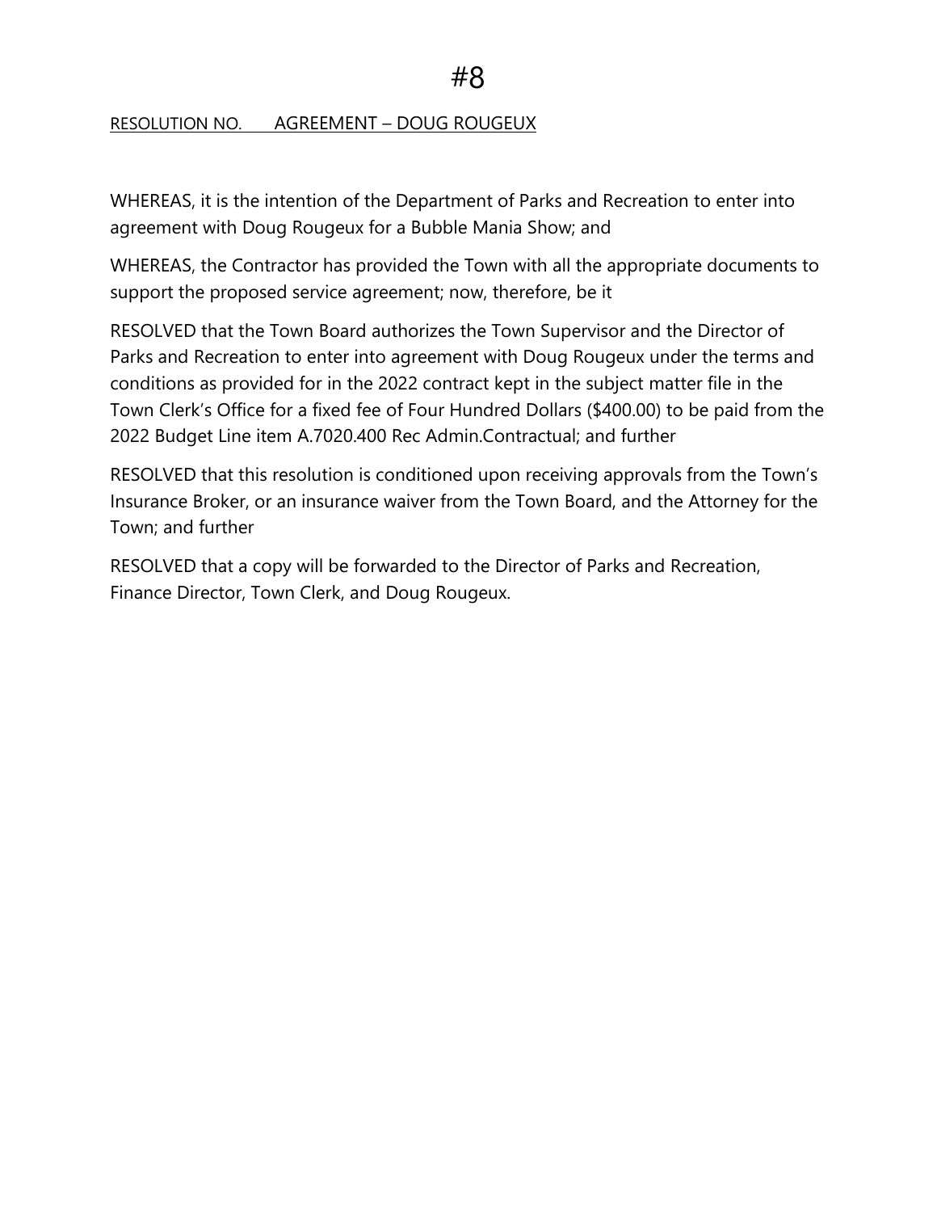#8

RESOLUTION NO.      AGREEMENT – DOUG ROUGEUX

WHEREAS, it is the intention of the Department of Parks and Recreation to enter into agreement with Doug Rougeux for a Bubble Mania Show; and

WHEREAS, the Contractor has provided the Town with all the appropriate documents to support the proposed service agreement; now, therefore, be it

RESOLVED that the Town Board authorizes the Town Supervisor and the Director of Parks and Recreation to enter into agreement with Doug Rougeux under the terms and conditions as provided for in the 2022 contract kept in the subject matter file in the Town Clerk's Office for a fixed fee of Four Hundred Dollars ($400.00) to be paid from the 2022 Budget Line item A.7020.400 Rec Admin.Contractual; and further

RESOLVED that this resolution is conditioned upon receiving approvals from the Town's Insurance Broker, or an insurance waiver from the Town Board, and the Attorney for the Town; and further

RESOLVED that a copy will be forwarded to the Director of Parks and Recreation, Finance Director, Town Clerk, and Doug Rougeux.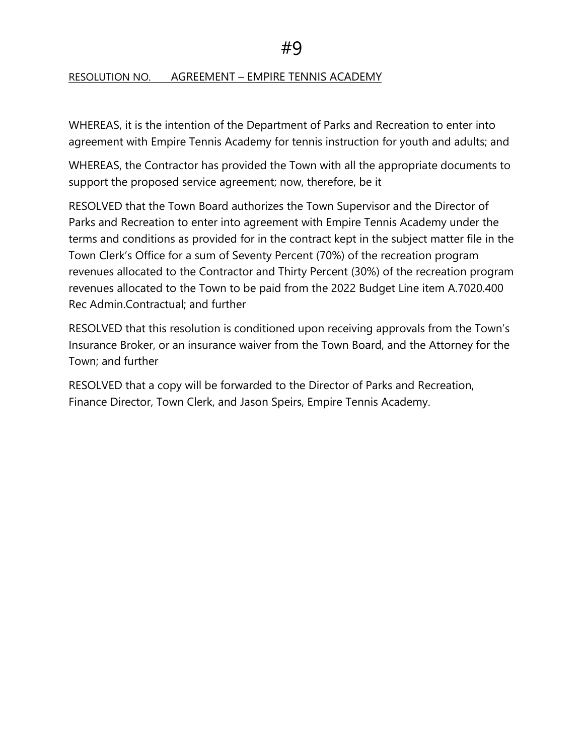# #9

RESOLUTION NO.       AGREEMENT – EMPIRE TENNIS ACADEMY

WHEREAS, it is the intention of the Department of Parks and Recreation to enter into agreement with Empire Tennis Academy for tennis instruction for youth and adults; and

WHEREAS, the Contractor has provided the Town with all the appropriate documents to support the proposed service agreement; now, therefore, be it

RESOLVED that the Town Board authorizes the Town Supervisor and the Director of Parks and Recreation to enter into agreement with Empire Tennis Academy under the terms and conditions as provided for in the contract kept in the subject matter file in the Town Clerk's Office for a sum of Seventy Percent (70%) of the recreation program revenues allocated to the Contractor and Thirty Percent (30%) of the recreation program revenues allocated to the Town to be paid from the 2022 Budget Line item A.7020.400 Rec Admin.Contractual; and further

RESOLVED that this resolution is conditioned upon receiving approvals from the Town's Insurance Broker, or an insurance waiver from the Town Board, and the Attorney for the Town; and further

RESOLVED that a copy will be forwarded to the Director of Parks and Recreation, Finance Director, Town Clerk, and Jason Speirs, Empire Tennis Academy.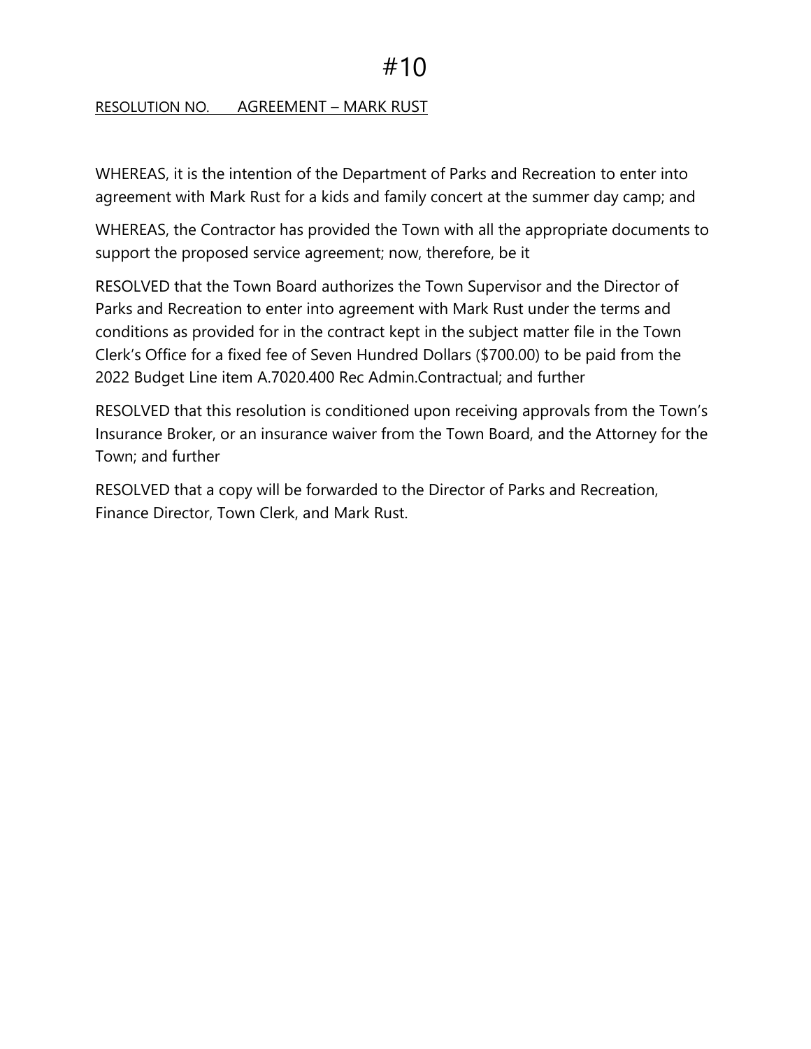# #10

<u>RESOLUTION NO.</u> <u>AGREEMENT – MARK RUST</u>

WHEREAS, it is the intention of the Department of Parks and Recreation to enter into agreement with Mark Rust for a kids and family concert at the summer day camp; and

WHEREAS, the Contractor has provided the Town with all the appropriate documents to support the proposed service agreement; now, therefore, be it

RESOLVED that the Town Board authorizes the Town Supervisor and the Director of Parks and Recreation to enter into agreement with Mark Rust under the terms and conditions as provided for in the contract kept in the subject matter file in the Town Clerk's Office for a fixed fee of Seven Hundred Dollars ($700.00) to be paid from the 2022 Budget Line item A.7020.400 Rec Admin.Contractual; and further

RESOLVED that this resolution is conditioned upon receiving approvals from the Town's Insurance Broker, or an insurance waiver from the Town Board, and the Attorney for the Town; and further

RESOLVED that a copy will be forwarded to the Director of Parks and Recreation, Finance Director, Town Clerk, and Mark Rust.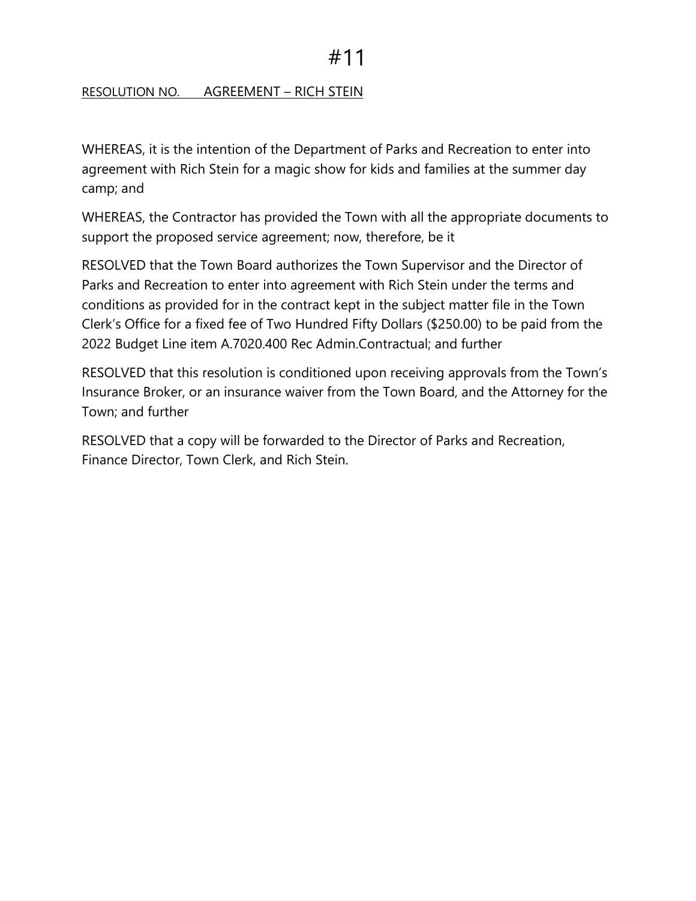# #11

RESOLUTION NO.       AGREEMENT – RICH STEIN

WHEREAS, it is the intention of the Department of Parks and Recreation to enter into agreement with Rich Stein for a magic show for kids and families at the summer day camp; and

WHEREAS, the Contractor has provided the Town with all the appropriate documents to support the proposed service agreement; now, therefore, be it

RESOLVED that the Town Board authorizes the Town Supervisor and the Director of Parks and Recreation to enter into agreement with Rich Stein under the terms and conditions as provided for in the contract kept in the subject matter file in the Town Clerk's Office for a fixed fee of Two Hundred Fifty Dollars ($250.00) to be paid from the 2022 Budget Line item A.7020.400 Rec Admin.Contractual; and further

RESOLVED that this resolution is conditioned upon receiving approvals from the Town's Insurance Broker, or an insurance waiver from the Town Board, and the Attorney for the Town; and further

RESOLVED that a copy will be forwarded to the Director of Parks and Recreation, Finance Director, Town Clerk, and Rich Stein.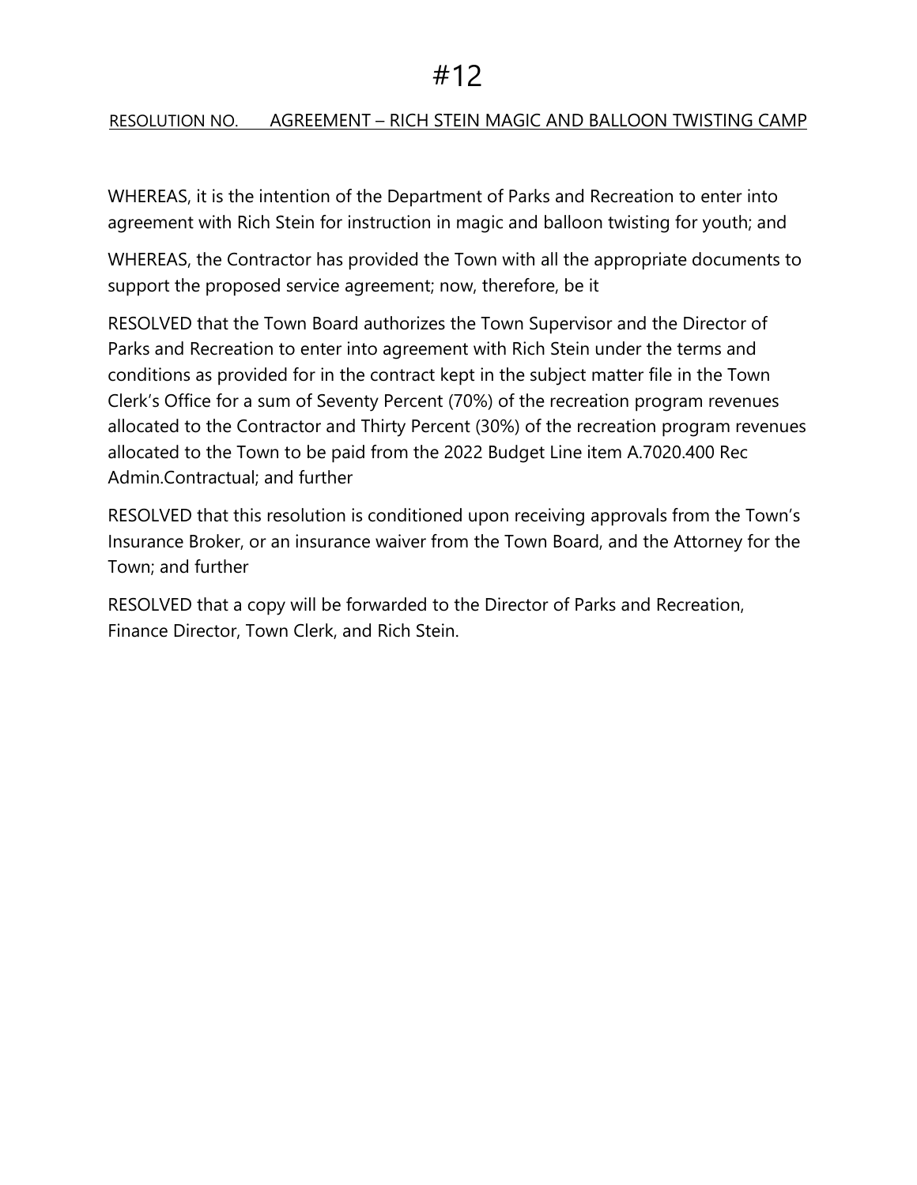# #12

RESOLUTION NO.      AGREEMENT – RICH STEIN MAGIC AND BALLOON TWISTING CAMP

WHEREAS, it is the intention of the Department of Parks and Recreation to enter into agreement with Rich Stein for instruction in magic and balloon twisting for youth; and

WHEREAS, the Contractor has provided the Town with all the appropriate documents to support the proposed service agreement; now, therefore, be it

RESOLVED that the Town Board authorizes the Town Supervisor and the Director of Parks and Recreation to enter into agreement with Rich Stein under the terms and conditions as provided for in the contract kept in the subject matter file in the Town Clerk's Office for a sum of Seventy Percent (70%) of the recreation program revenues allocated to the Contractor and Thirty Percent (30%) of the recreation program revenues allocated to the Town to be paid from the 2022 Budget Line item A.7020.400 Rec Admin.Contractual; and further

RESOLVED that this resolution is conditioned upon receiving approvals from the Town's Insurance Broker, or an insurance waiver from the Town Board, and the Attorney for the Town; and further

RESOLVED that a copy will be forwarded to the Director of Parks and Recreation, Finance Director, Town Clerk, and Rich Stein.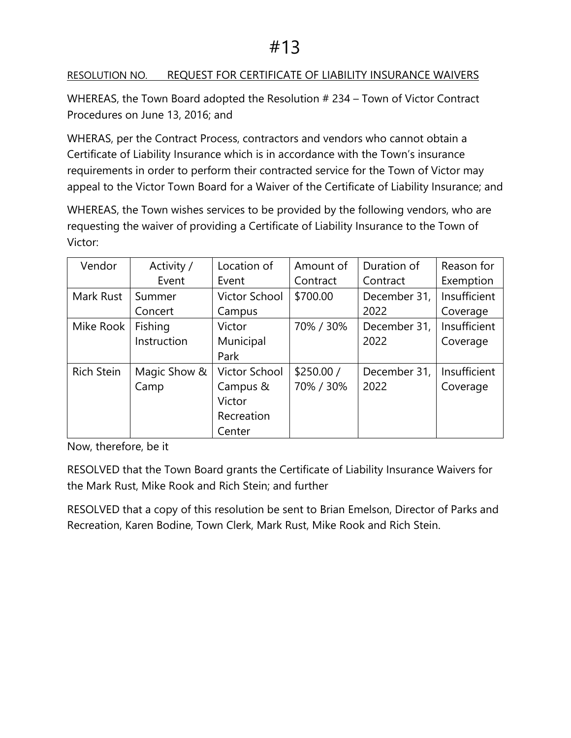# #13

<u>RESOLUTION NO. REQUEST FOR CERTIFICATE OF LIABILITY INSURANCE WAIVERS</u>

WHEREAS, the Town Board adopted the Resolution # 234 – Town of Victor Contract Procedures on June 13, 2016; and

WHERAS, per the Contract Process, contractors and vendors who cannot obtain a Certificate of Liability Insurance which is in accordance with the Town's insurance requirements in order to perform their contracted service for the Town of Victor may appeal to the Victor Town Board for a Waiver of the Certificate of Liability Insurance; and

WHEREAS, the Town wishes services to be provided by the following vendors, who are requesting the waiver of providing a Certificate of Liability Insurance to the Town of Victor:

| Vendor | Activity / Event | Location of Event | Amount of Contract | Duration of Contract | Reason for Exemption |
|---|---|---|---|---|---|
| Mark Rust | Summer Concert | Victor School Campus | $700.00 | December 31, 2022 | Insufficient Coverage |
| Mike Rook | Fishing Instruction | Victor Municipal Park | 70% / 30% | December 31, 2022 | Insufficient Coverage |
| Rich Stein | Magic Show & Camp | Victor School Campus & Victor Recreation Center | $250.00 / 70% / 30% | December 31, 2022 | Insufficient Coverage |

Now, therefore, be it

RESOLVED that the Town Board grants the Certificate of Liability Insurance Waivers for the Mark Rust, Mike Rook and Rich Stein; and further

RESOLVED that a copy of this resolution be sent to Brian Emelson, Director of Parks and Recreation, Karen Bodine, Town Clerk, Mark Rust, Mike Rook and Rich Stein.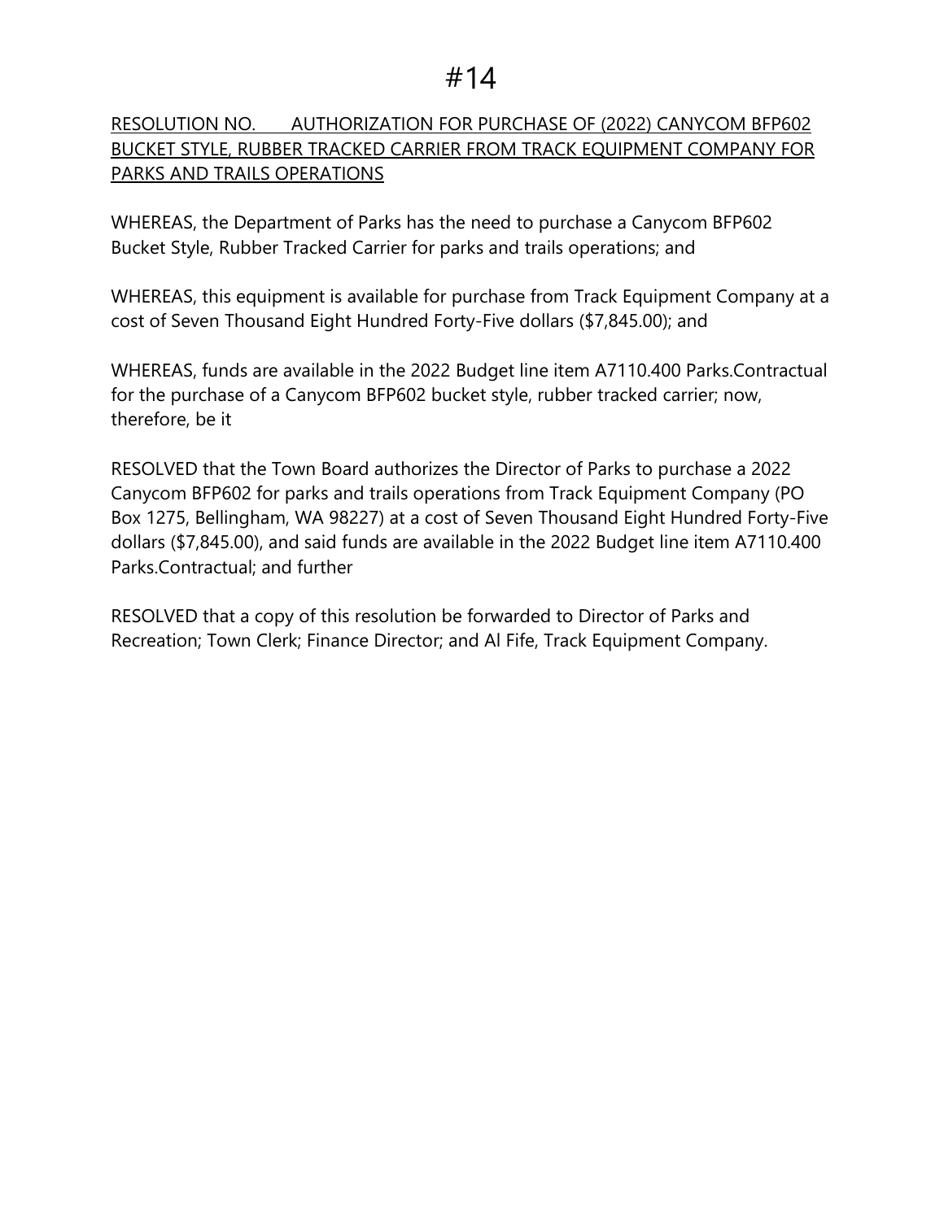# #14

RESOLUTION NO. AUTHORIZATION FOR PURCHASE OF (2022) CANYCOM BFP602 BUCKET STYLE, RUBBER TRACKED CARRIER FROM TRACK EQUIPMENT COMPANY FOR PARKS AND TRAILS OPERATIONS

WHEREAS, the Department of Parks has the need to purchase a Canycom BFP602 Bucket Style, Rubber Tracked Carrier for parks and trails operations; and

WHEREAS, this equipment is available for purchase from Track Equipment Company at a cost of Seven Thousand Eight Hundred Forty-Five dollars ($7,845.00); and

WHEREAS, funds are available in the 2022 Budget line item A7110.400 Parks.Contractual for the purchase of a Canycom BFP602 bucket style, rubber tracked carrier; now, therefore, be it

RESOLVED that the Town Board authorizes the Director of Parks to purchase a 2022 Canycom BFP602 for parks and trails operations from Track Equipment Company (PO Box 1275, Bellingham, WA 98227) at a cost of Seven Thousand Eight Hundred Forty-Five dollars ($7,845.00), and said funds are available in the 2022 Budget line item A7110.400 Parks.Contractual; and further

RESOLVED that a copy of this resolution be forwarded to Director of Parks and Recreation; Town Clerk; Finance Director; and Al Fife, Track Equipment Company.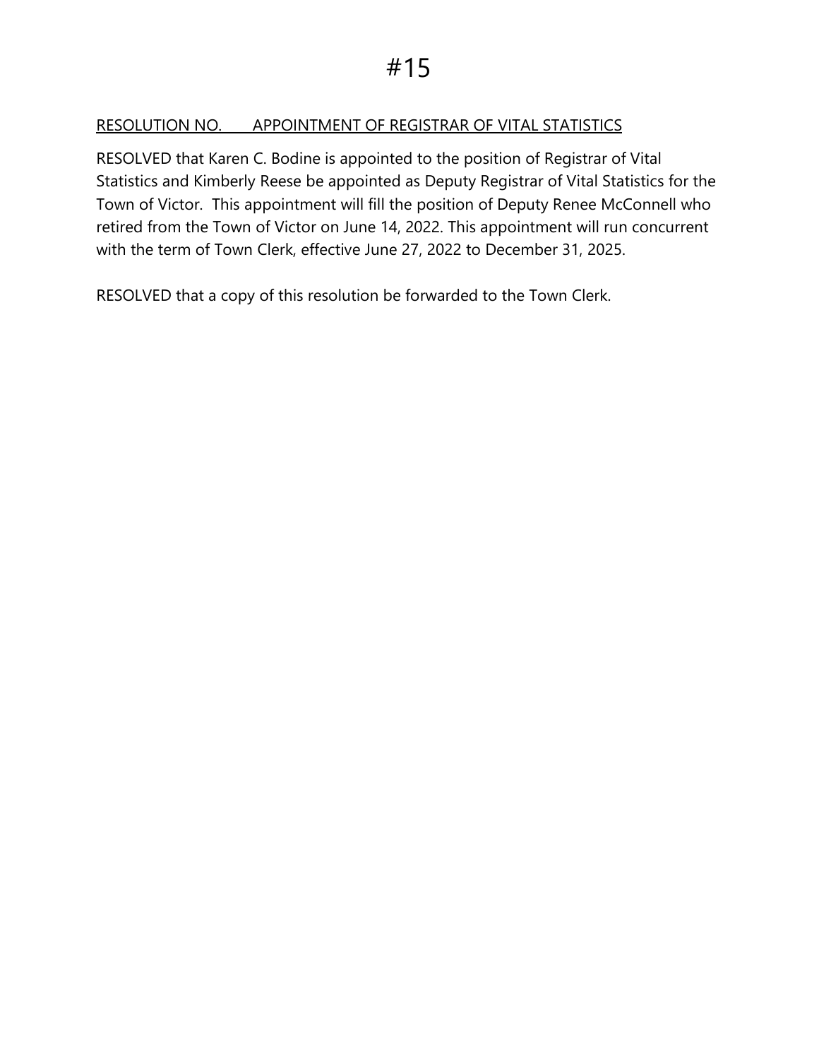# #15

RESOLUTION NO.       APPOINTMENT OF REGISTRAR OF VITAL STATISTICS

RESOLVED that Karen C. Bodine is appointed to the position of Registrar of Vital Statistics and Kimberly Reese be appointed as Deputy Registrar of Vital Statistics for the Town of Victor. This appointment will fill the position of Deputy Renee McConnell who retired from the Town of Victor on June 14, 2022. This appointment will run concurrent with the term of Town Clerk, effective June 27, 2022 to December 31, 2025.

RESOLVED that a copy of this resolution be forwarded to the Town Clerk.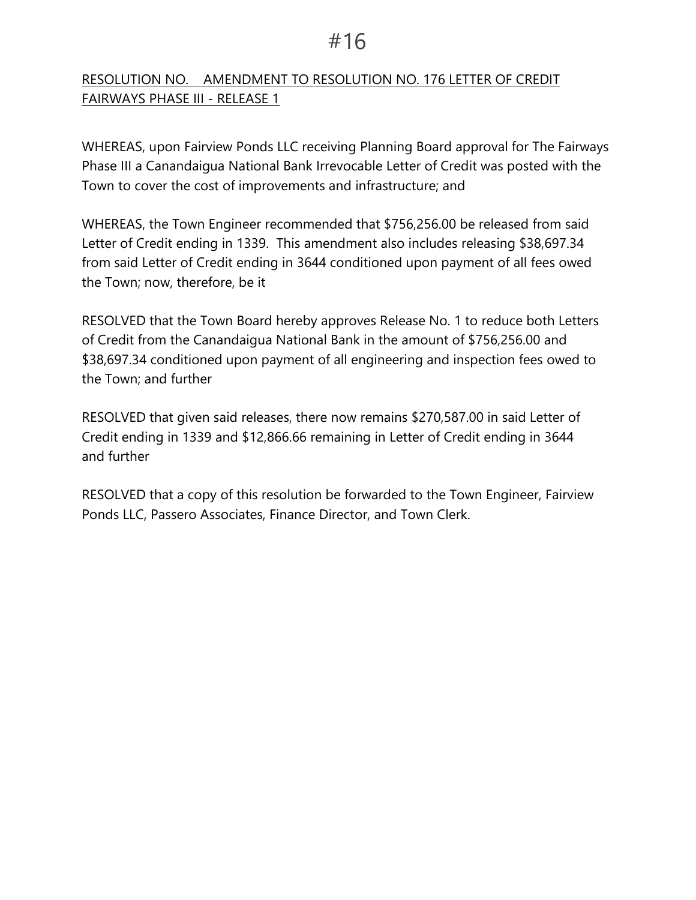# #16

RESOLUTION NO.    AMENDMENT TO RESOLUTION NO. 176 LETTER OF CREDIT FAIRWAYS PHASE III - RELEASE 1

WHEREAS, upon Fairview Ponds LLC receiving Planning Board approval for The Fairways Phase III a Canandaigua National Bank Irrevocable Letter of Credit was posted with the Town to cover the cost of improvements and infrastructure; and

WHEREAS, the Town Engineer recommended that $756,256.00 be released from said Letter of Credit ending in 1339. This amendment also includes releasing $38,697.34 from said Letter of Credit ending in 3644 conditioned upon payment of all fees owed the Town; now, therefore, be it

RESOLVED that the Town Board hereby approves Release No. 1 to reduce both Letters of Credit from the Canandaigua National Bank in the amount of $756,256.00 and $38,697.34 conditioned upon payment of all engineering and inspection fees owed to the Town; and further

RESOLVED that given said releases, there now remains $270,587.00 in said Letter of Credit ending in 1339 and $12,866.66 remaining in Letter of Credit ending in 3644 and further

RESOLVED that a copy of this resolution be forwarded to the Town Engineer, Fairview Ponds LLC, Passero Associates, Finance Director, and Town Clerk.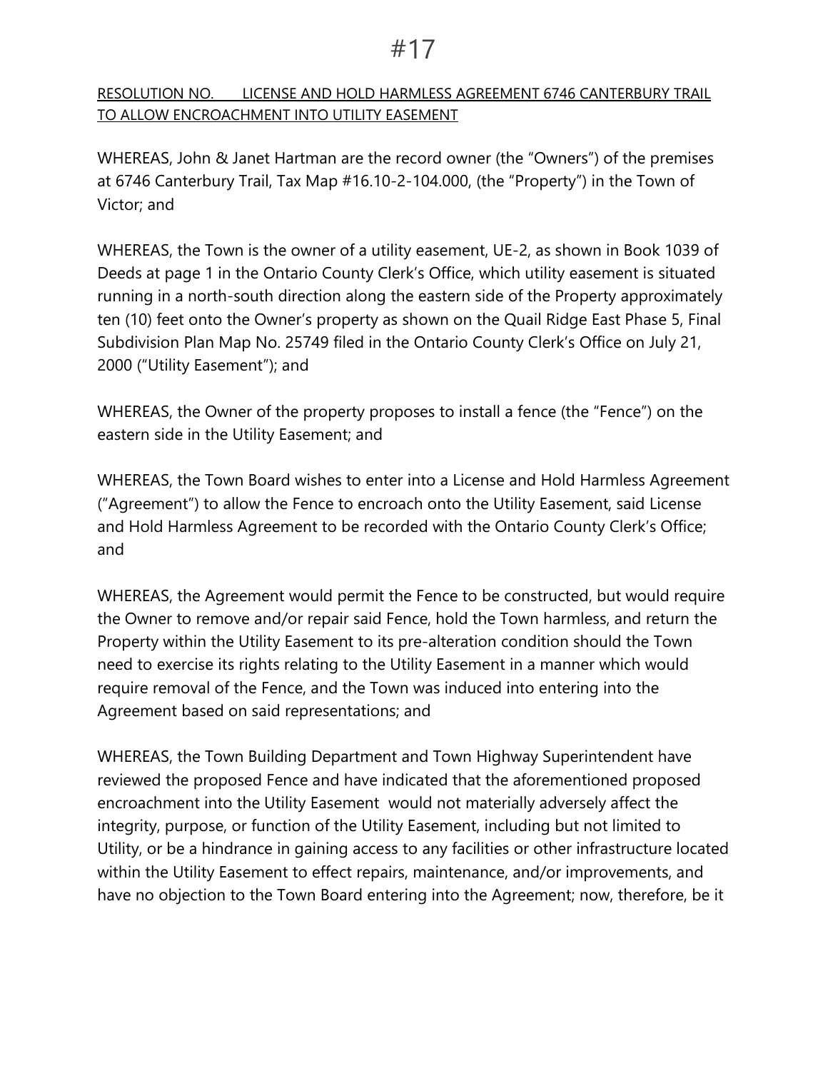# #17

RESOLUTION NO. LICENSE AND HOLD HARMLESS AGREEMENT 6746 CANTERBURY TRAIL TO ALLOW ENCROACHMENT INTO UTILITY EASEMENT

WHEREAS, John & Janet Hartman are the record owner (the "Owners") of the premises at 6746 Canterbury Trail, Tax Map #16.10-2-104.000, (the "Property") in the Town of Victor; and

WHEREAS, the Town is the owner of a utility easement, UE-2, as shown in Book 1039 of Deeds at page 1 in the Ontario County Clerk's Office, which utility easement is situated running in a north-south direction along the eastern side of the Property approximately ten (10) feet onto the Owner's property as shown on the Quail Ridge East Phase 5, Final Subdivision Plan Map No. 25749 filed in the Ontario County Clerk's Office on July 21, 2000 ("Utility Easement"); and

WHEREAS, the Owner of the property proposes to install a fence (the "Fence") on the eastern side in the Utility Easement; and

WHEREAS, the Town Board wishes to enter into a License and Hold Harmless Agreement ("Agreement") to allow the Fence to encroach onto the Utility Easement, said License and Hold Harmless Agreement to be recorded with the Ontario County Clerk's Office; and

WHEREAS, the Agreement would permit the Fence to be constructed, but would require the Owner to remove and/or repair said Fence, hold the Town harmless, and return the Property within the Utility Easement to its pre-alteration condition should the Town need to exercise its rights relating to the Utility Easement in a manner which would require removal of the Fence, and the Town was induced into entering into the Agreement based on said representations; and

WHEREAS, the Town Building Department and Town Highway Superintendent have reviewed the proposed Fence and have indicated that the aforementioned proposed encroachment into the Utility Easement would not materially adversely affect the integrity, purpose, or function of the Utility Easement, including but not limited to Utility, or be a hindrance in gaining access to any facilities or other infrastructure located within the Utility Easement to effect repairs, maintenance, and/or improvements, and have no objection to the Town Board entering into the Agreement; now, therefore, be it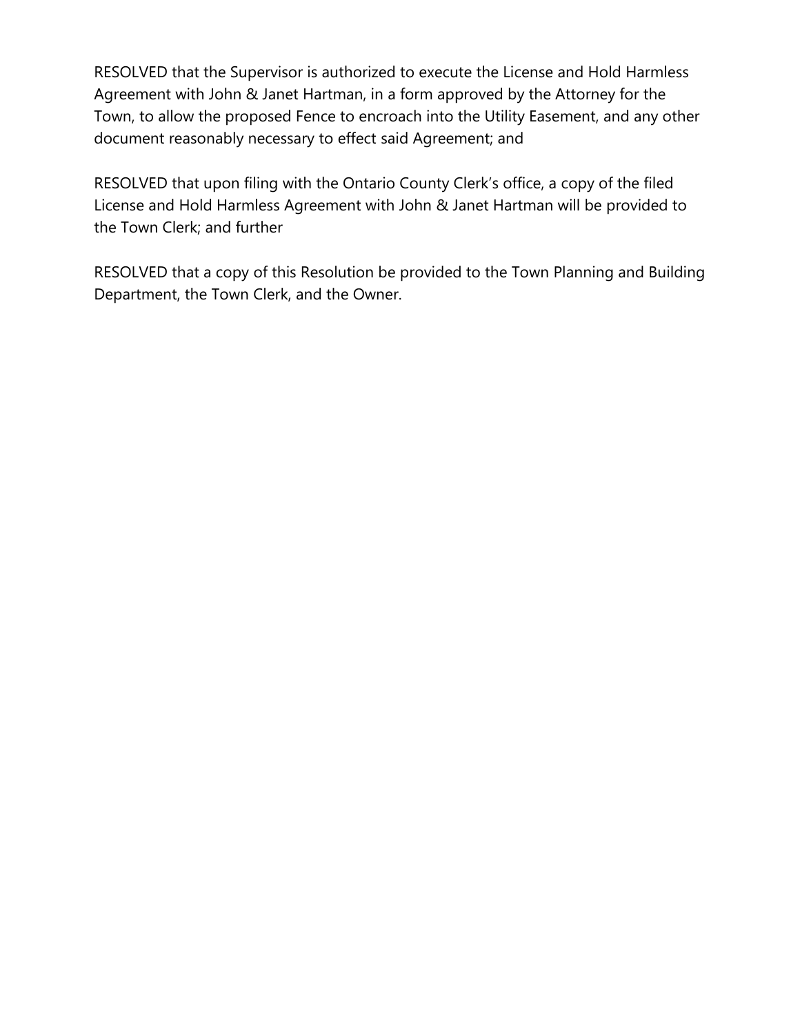RESOLVED that the Supervisor is authorized to execute the License and Hold Harmless Agreement with John & Janet Hartman, in a form approved by the Attorney for the Town, to allow the proposed Fence to encroach into the Utility Easement, and any other document reasonably necessary to effect said Agreement; and

RESOLVED that upon filing with the Ontario County Clerk's office, a copy of the filed License and Hold Harmless Agreement with John & Janet Hartman will be provided to the Town Clerk; and further

RESOLVED that a copy of this Resolution be provided to the Town Planning and Building Department, the Town Clerk, and the Owner.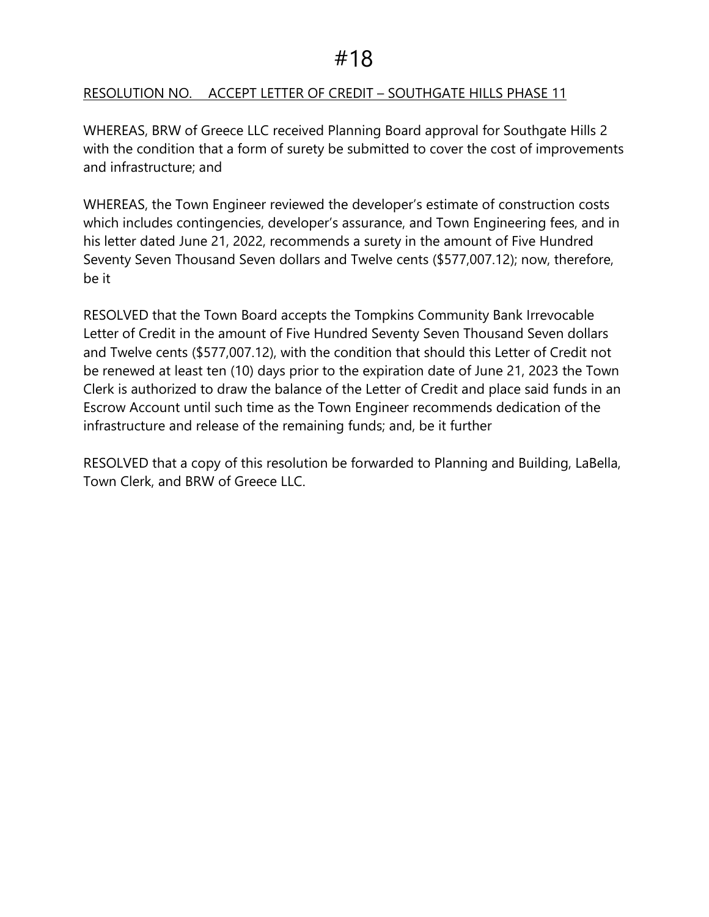# #18

RESOLUTION NO.    ACCEPT LETTER OF CREDIT – SOUTHGATE HILLS PHASE 11

WHEREAS, BRW of Greece LLC received Planning Board approval for Southgate Hills 2 with the condition that a form of surety be submitted to cover the cost of improvements and infrastructure; and

WHEREAS, the Town Engineer reviewed the developer's estimate of construction costs which includes contingencies, developer's assurance, and Town Engineering fees, and in his letter dated June 21, 2022, recommends a surety in the amount of Five Hundred Seventy Seven Thousand Seven dollars and Twelve cents ($577,007.12); now, therefore, be it

RESOLVED that the Town Board accepts the Tompkins Community Bank Irrevocable Letter of Credit in the amount of Five Hundred Seventy Seven Thousand Seven dollars and Twelve cents ($577,007.12), with the condition that should this Letter of Credit not be renewed at least ten (10) days prior to the expiration date of June 21, 2023 the Town Clerk is authorized to draw the balance of the Letter of Credit and place said funds in an Escrow Account until such time as the Town Engineer recommends dedication of the infrastructure and release of the remaining funds; and, be it further

RESOLVED that a copy of this resolution be forwarded to Planning and Building, LaBella, Town Clerk, and BRW of Greece LLC.